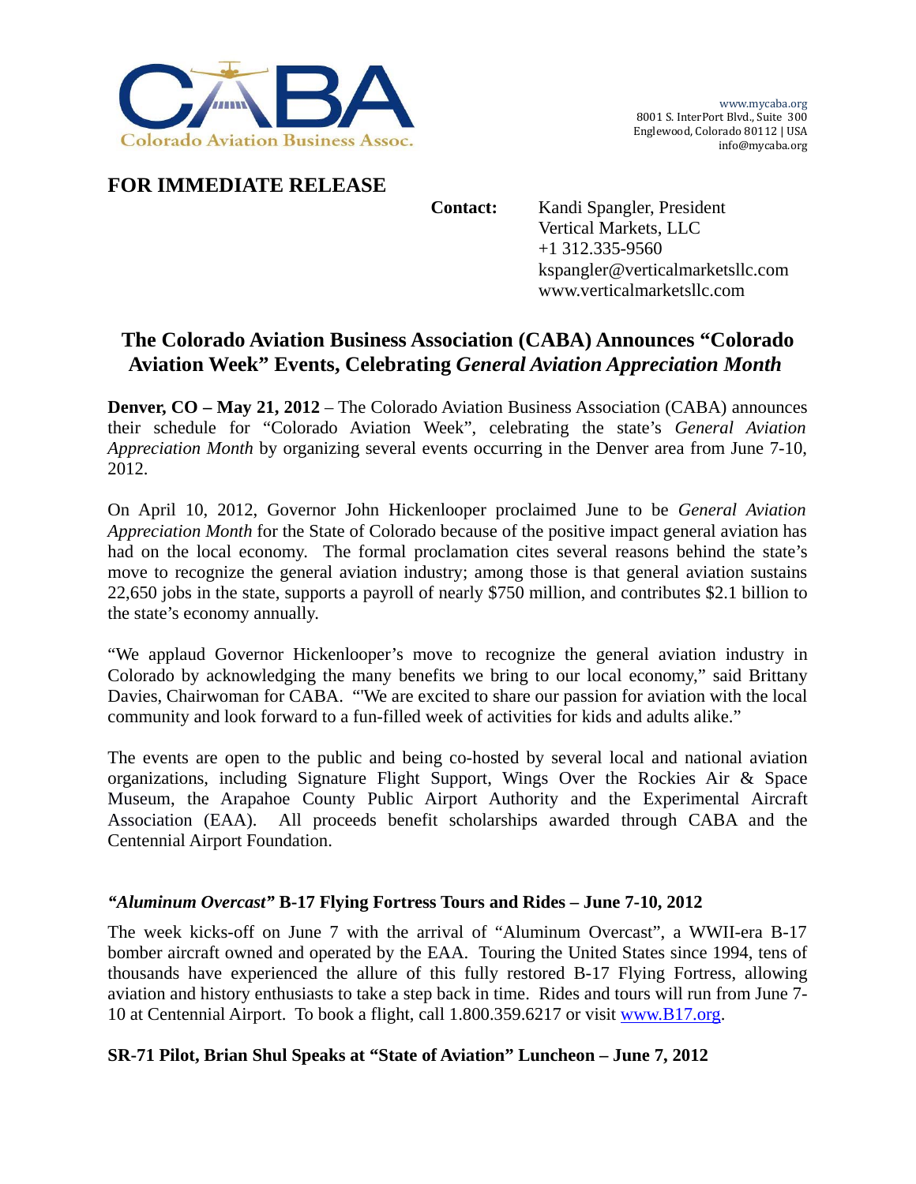CABA
Colorado Aviation Business Assoc.

www.mycaba.org
8001 S. InterPort Blvd., Suite 300
Englewood, Colorado 80112 | USA
info@mycaba.org

**FOR IMMEDIATE RELEASE**

**Contact:** Kandi Spangler, President
Vertical Markets, LLC
+1 312.335-9560
kspangler@verticalmarketsllc.com
www.verticalmarketsllc.com

# The Colorado Aviation Business Association (CABA) Announces "Colorado Aviation Week" Events, Celebrating *General Aviation Appreciation Month*

**Denver, CO – May 21, 2012** – The Colorado Aviation Business Association (CABA) announces their schedule for "Colorado Aviation Week", celebrating the state's *General Aviation Appreciation Month* by organizing several events occurring in the Denver area from June 7-10, 2012.

On April 10, 2012, Governor John Hickenlooper proclaimed June to be *General Aviation Appreciation Month* for the State of Colorado because of the positive impact general aviation has had on the local economy. The formal proclamation cites several reasons behind the state's move to recognize the general aviation industry; among those is that general aviation sustains 22,650 jobs in the state, supports a payroll of nearly $750 million, and contributes $2.1 billion to the state's economy annually.

"We applaud Governor Hickenlooper's move to recognize the general aviation industry in Colorado by acknowledging the many benefits we bring to our local economy," said Brittany Davies, Chairwoman for CABA. "We are excited to share our passion for aviation with the local community and look forward to a fun-filled week of activities for kids and adults alike."

The events are open to the public and being co-hosted by several local and national aviation organizations, including Signature Flight Support, Wings Over the Rockies Air & Space Museum, the Arapahoe County Public Airport Authority and the Experimental Aircraft Association (EAA). All proceeds benefit scholarships awarded through CABA and the Centennial Airport Foundation.

### *"Aluminum Overcast"* B-17 Flying Fortress Tours and Rides – June 7-10, 2012

The week kicks-off on June 7 with the arrival of "Aluminum Overcast", a WWII-era B-17 bomber aircraft owned and operated by the EAA. Touring the United States since 1994, tens of thousands have experienced the allure of this fully restored B-17 Flying Fortress, allowing aviation and history enthusiasts to take a step back in time. Rides and tours will run from June 7-10 at Centennial Airport. To book a flight, call 1.800.359.6217 or visit www.B17.org.

### SR-71 Pilot, Brian Shul Speaks at "State of Aviation" Luncheon – June 7, 2012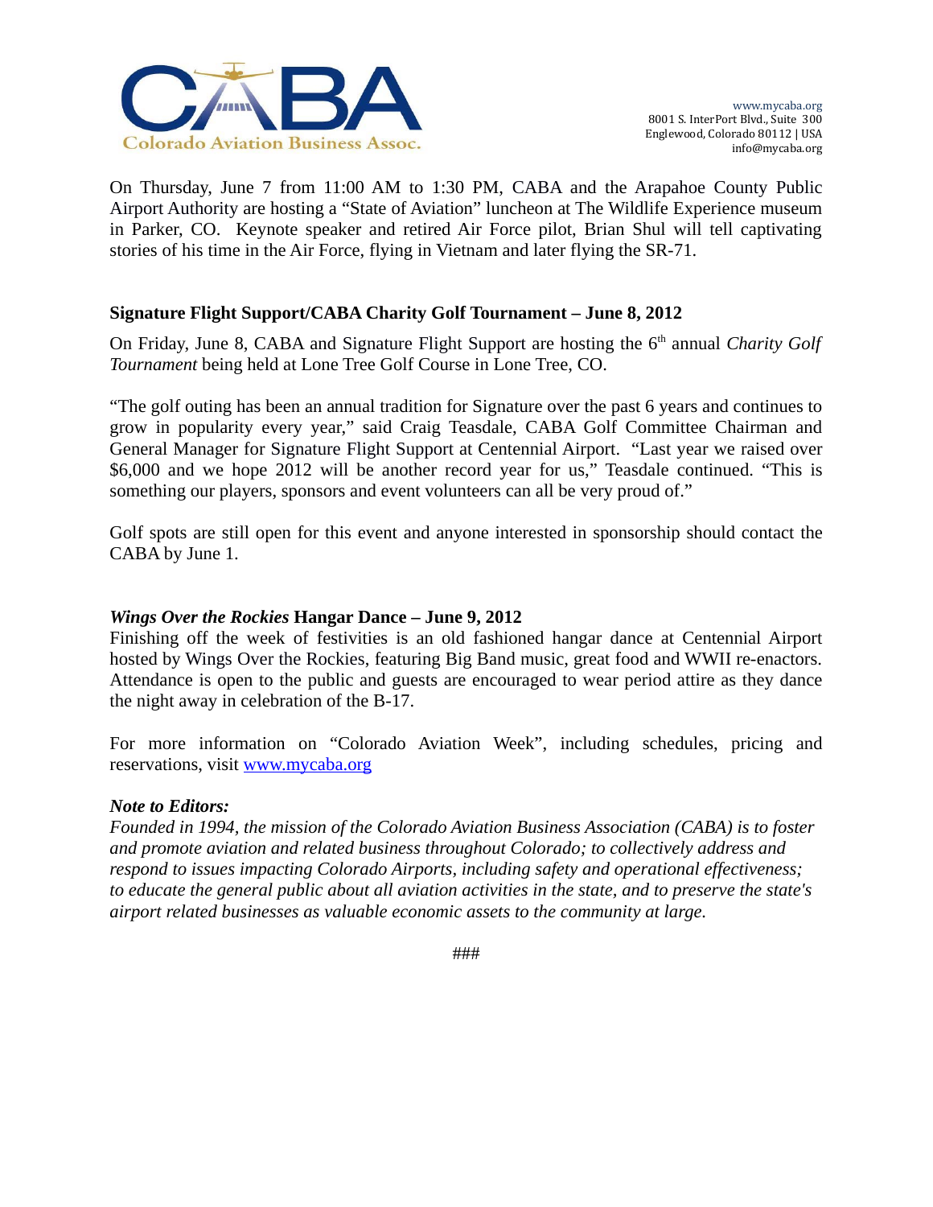www.mycaba.org
8001 S. InterPort Blvd., Suite 300
Englewood, Colorado 80112 | USA
info@mycaba.org

On Thursday, June 7 from 11:00 AM to 1:30 PM, CABA and the Arapahoe County Public Airport Authority are hosting a "State of Aviation" luncheon at The Wildlife Experience museum in Parker, CO. Keynote speaker and retired Air Force pilot, Brian Shul will tell captivating stories of his time in the Air Force, flying in Vietnam and later flying the SR-71.

**Signature Flight Support/CABA Charity Golf Tournament – June 8, 2012**

On Friday, June 8, CABA and Signature Flight Support are hosting the 6th annual *Charity Golf Tournament* being held at Lone Tree Golf Course in Lone Tree, CO.

"The golf outing has been an annual tradition for Signature over the past 6 years and continues to grow in popularity every year," said Craig Teasdale, CABA Golf Committee Chairman and General Manager for Signature Flight Support at Centennial Airport. "Last year we raised over $6,000 and we hope 2012 will be another record year for us," Teasdale continued. "This is something our players, sponsors and event volunteers can all be very proud of."

Golf spots are still open for this event and anyone interested in sponsorship should contact the CABA by June 1.

***Wings Over the Rockies* Hangar Dance – June 9, 2012**

Finishing off the week of festivities is an old fashioned hangar dance at Centennial Airport hosted by Wings Over the Rockies, featuring Big Band music, great food and WWII re-enactors. Attendance is open to the public and guests are encouraged to wear period attire as they dance the night away in celebration of the B-17.

For more information on "Colorado Aviation Week", including schedules, pricing and reservations, visit www.mycaba.org

***Note to Editors:***

*Founded in 1994, the mission of the Colorado Aviation Business Association (CABA) is to foster and promote aviation and related business throughout Colorado; to collectively address and respond to issues impacting Colorado Airports, including safety and operational effectiveness; to educate the general public about all aviation activities in the state, and to preserve the state's airport related businesses as valuable economic assets to the community at large.*

###